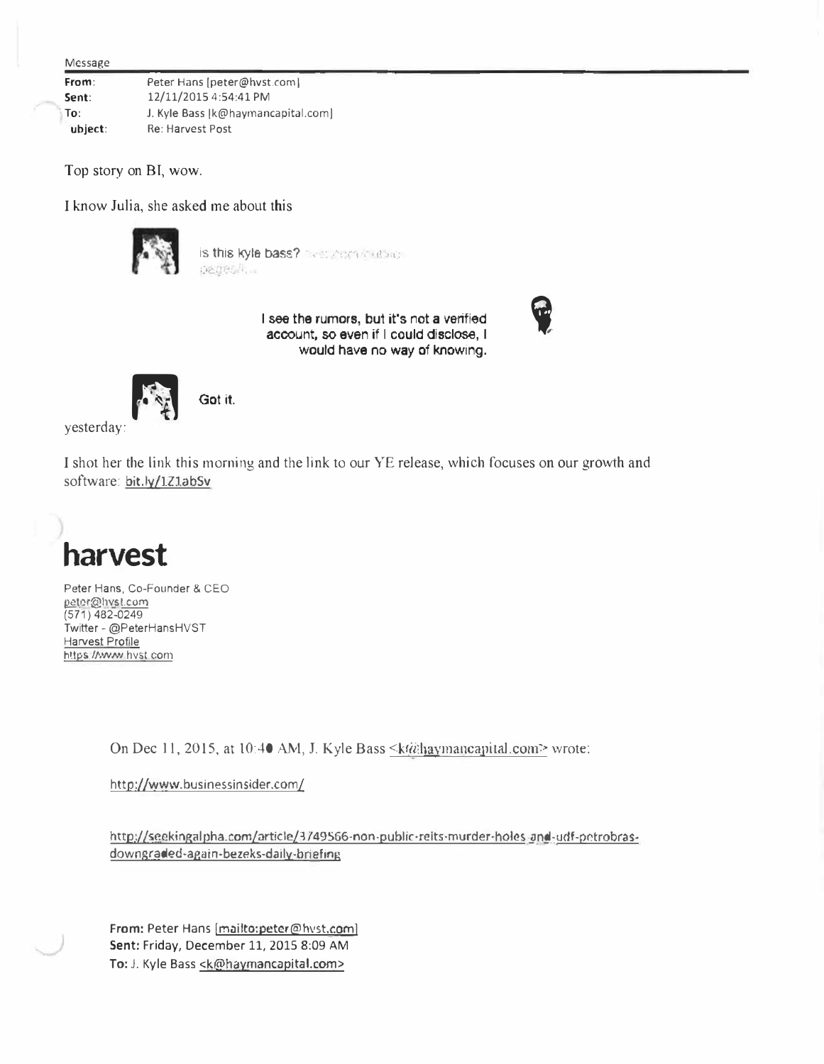Message

| | |
|---|---|
| **From**: | Peter Hans [peter@hvst.com] |
| **Sent**: | 12/11/2015 4:54:41 PM |
| **To**: | J. Kyle Bass [k@haymancapital.com] |
| **ubject**: | Re: Harvest Post |

Top story on BI, wow.

I know Julia, she asked me about this

is this kyle bass?

I see the rumors, but it's not a verified account, so even if I could disclose, I would have no way of knowing.

Got it.

yesterday:

I shot her the link this morning and the link to our YE release, which focuses on our growth and software: bit.ly/1Z1abSv

# harvest

Peter Hans, Co-Founder & CEO
peter@hvst.com
(571) 482-0249
Twitter - @PeterHansHVST
Harvest Profile
https://www.hvst.com

> On Dec 11, 2015, at 10:40 AM, J. Kyle Bass <k@haymancapital.com> wrote:
>
> http://www.businessinsider.com/
>
> http://seekingalpha.com/article/3749566-non-public-reits-murder-holes-and-udf-petrobras-downgraded-again-bezeks-daily-briefing
>
> **From:** Peter Hans [mailto:peter@hvst.com]
> **Sent:** Friday, December 11, 2015 8:09 AM
> **To:** J. Kyle Bass <k@haymancapital.com>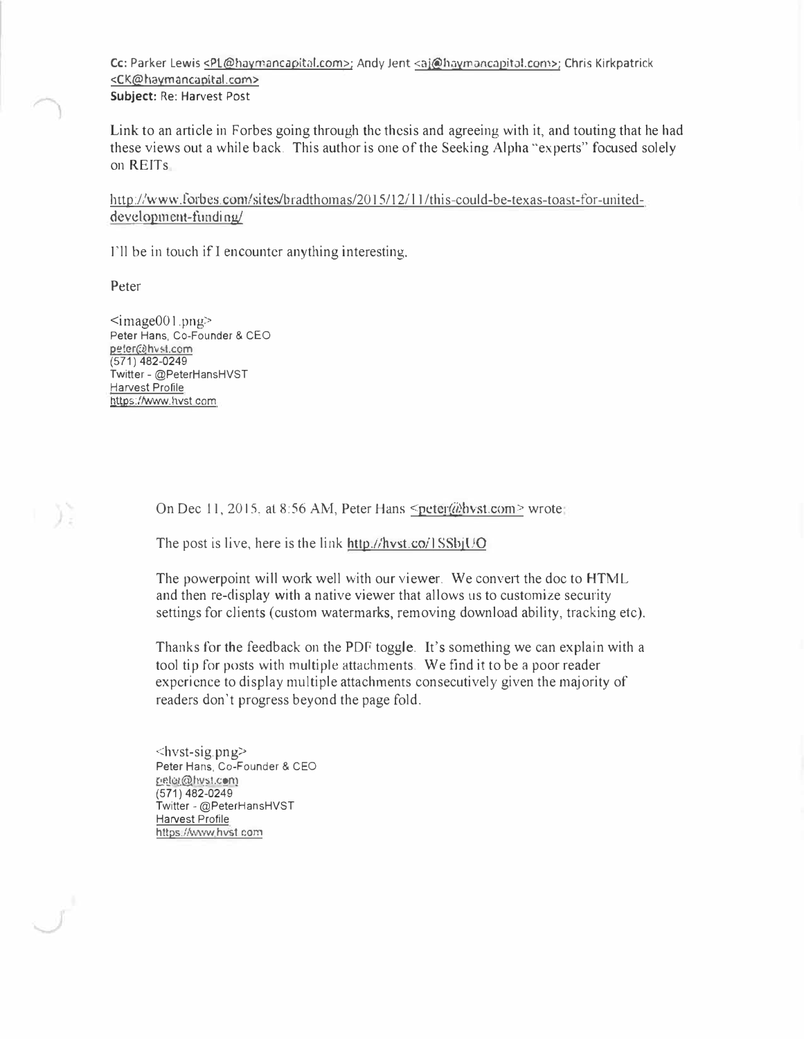**Cc:** Parker Lewis <PL@haymancapital.com>; Andy Jent <aj@haymancapital.com>; Chris Kirkpatrick <CK@haymancapital.com>
**Subject:** Re: Harvest Post

Link to an article in Forbes going through the thesis and agreeing with it, and touting that he had these views out a while back. This author is one of the Seeking Alpha "experts" focused solely on REITs.

http://www.forbes.com/sites/bradthomas/2015/12/11/this-could-be-texas-toast-for-united-development-funding/

I'll be in touch if I encounter anything interesting.

Peter

<image001.png>
Peter Hans, Co-Founder & CEO
peter@hvst.com
(571) 482-0249
Twitter - @PeterHansHVST
Harvest Profile
https://www.hvst.com

> On Dec 11, 2015, at 8:56 AM, Peter Hans <peter@hvst.com> wrote:
>
> The post is live, here is the link http://hvst.co/1SSbjUO
>
> The powerpoint will work well with our viewer. We convert the doc to HTML and then re-display with a native viewer that allows us to customize security settings for clients (custom watermarks, removing download ability, tracking etc).
>
> Thanks for the feedback on the PDF toggle. It's something we can explain with a tool tip for posts with multiple attachments. We find it to be a poor reader experience to display multiple attachments consecutively given the majority of readers don't progress beyond the page fold.
>
> <hvst-sig.png>
> Peter Hans, Co-Founder & CEO
> peter@hvst.com
> (571) 482-0249
> Twitter - @PeterHansHVST
> Harvest Profile
> https://www.hvst.com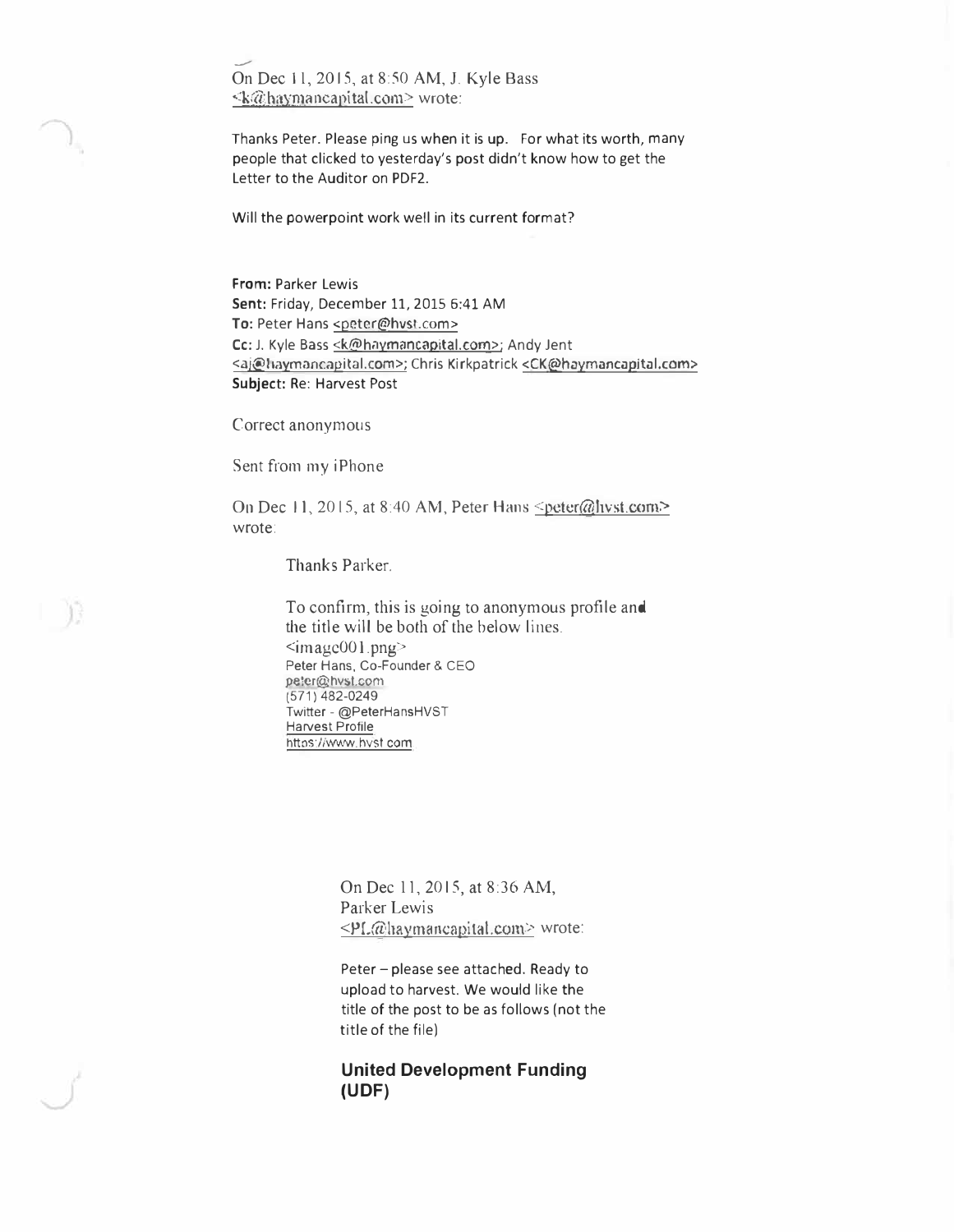On Dec 11, 2015, at 8:50 AM, J. Kyle Bass <k@haymancapital.com> wrote:

Thanks Peter. Please ping us when it is up. For what its worth, many people that clicked to yesterday's post didn't know how to get the Letter to the Auditor on PDF2.

Will the powerpoint work well in its current format?

**From:** Parker Lewis
**Sent:** Friday, December 11, 2015 6:41 AM
**To:** Peter Hans <peter@hvst.com>
**Cc:** J. Kyle Bass <k@haymancapital.com>; Andy Jent <aj@haymancapital.com>; Chris Kirkpatrick <CK@haymancapital.com>
**Subject:** Re: Harvest Post

Correct anonymous

Sent from my iPhone

On Dec 11, 2015, at 8:40 AM, Peter Hans <peter@hvst.com> wrote:

> Thanks Parker.
>
> To confirm, this is going to anonymous profile and the title will be both of the below lines.
> <image001.png>
> Peter Hans, Co-Founder & CEO
> peter@hvst.com
> (571) 482-0249
> Twitter - @PeterHansHVST
> Harvest Profile
> https://www.hvst.com
>
> > On Dec 11, 2015, at 8:36 AM, Parker Lewis <PL@haymancapital.com> wrote:
> >
> > Peter – please see attached. Ready to upload to harvest. We would like the title of the post to be as follows (not the title of the file)
> >
> > **United Development Funding (UDF)**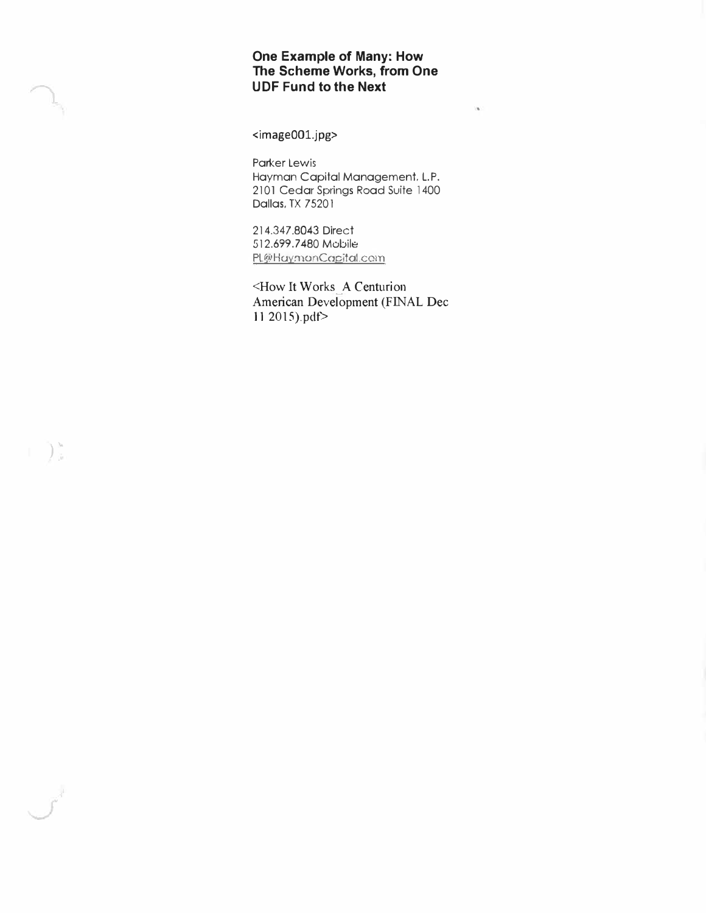**One Example of Many: How The Scheme Works, from One UDF Fund to the Next**

<image001.jpg>

Parker Lewis
Hayman Capital Management, L.P.
2101 Cedar Springs Road Suite 1400
Dallas, TX 75201

214.347.8043 Direct
512.699.7480 Mobile
PL@HaymanCapital.com

<How It Works_A Centurion American Development (FINAL Dec 11 2015).pdf>